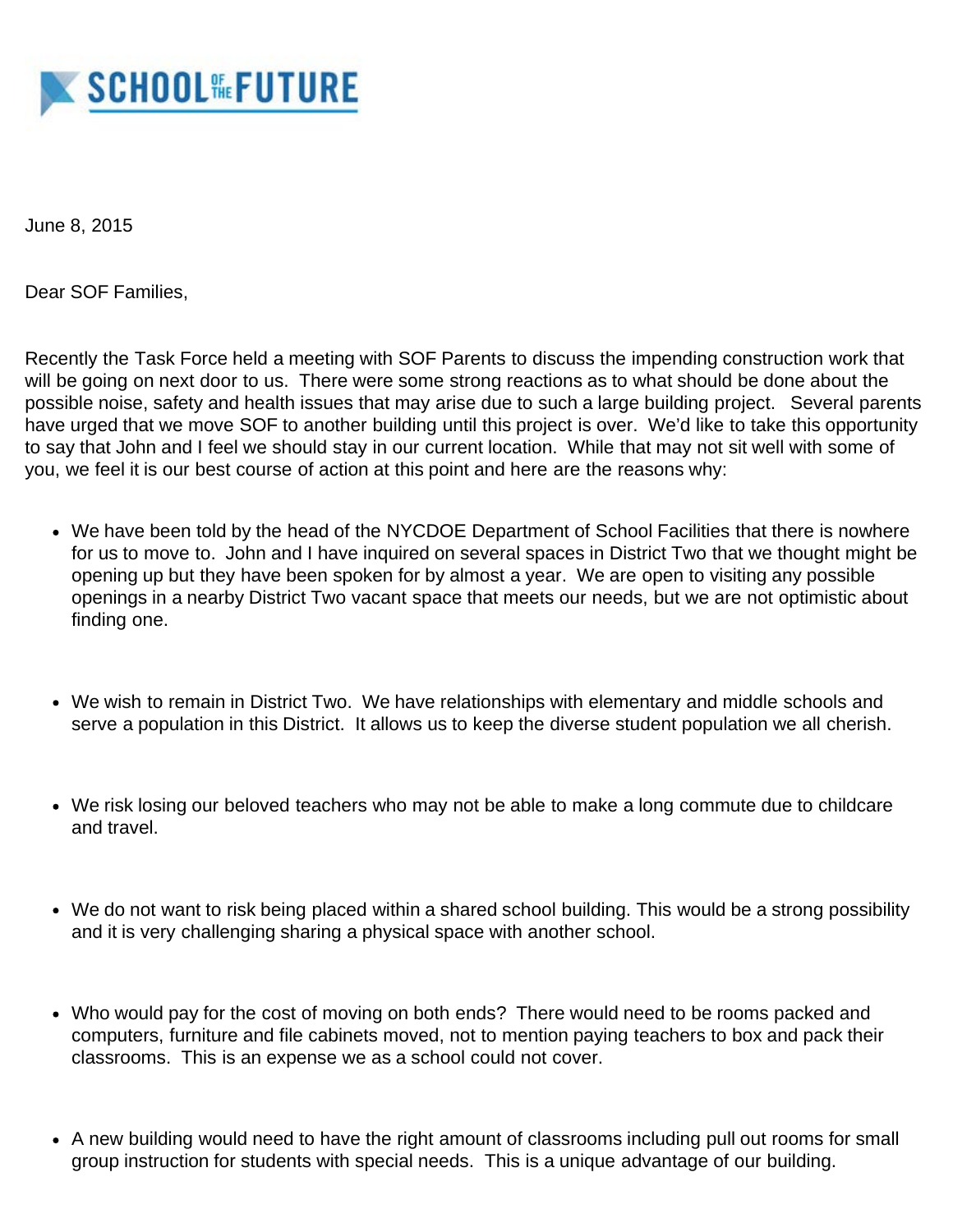SCHOOL OF THE FUTURE

June 8, 2015

Dear SOF Families,

Recently the Task Force held a meeting with SOF Parents to discuss the impending construction work that will be going on next door to us. There were some strong reactions as to what should be done about the possible noise, safety and health issues that may arise due to such a large building project. Several parents have urged that we move SOF to another building until this project is over. We'd like to take this opportunity to say that John and I feel we should stay in our current location. While that may not sit well with some of you, we feel it is our best course of action at this point and here are the reasons why:

- We have been told by the head of the NYCDOE Department of School Facilities that there is nowhere for us to move to. John and I have inquired on several spaces in District Two that we thought might be opening up but they have been spoken for by almost a year. We are open to visiting any possible openings in a nearby District Two vacant space that meets our needs, but we are not optimistic about finding one.

- We wish to remain in District Two. We have relationships with elementary and middle schools and serve a population in this District. It allows us to keep the diverse student population we all cherish.

- We risk losing our beloved teachers who may not be able to make a long commute due to childcare and travel.

- We do not want to risk being placed within a shared school building. This would be a strong possibility and it is very challenging sharing a physical space with another school.

- Who would pay for the cost of moving on both ends? There would need to be rooms packed and computers, furniture and file cabinets moved, not to mention paying teachers to box and pack their classrooms. This is an expense we as a school could not cover.

- A new building would need to have the right amount of classrooms including pull out rooms for small group instruction for students with special needs. This is a unique advantage of our building.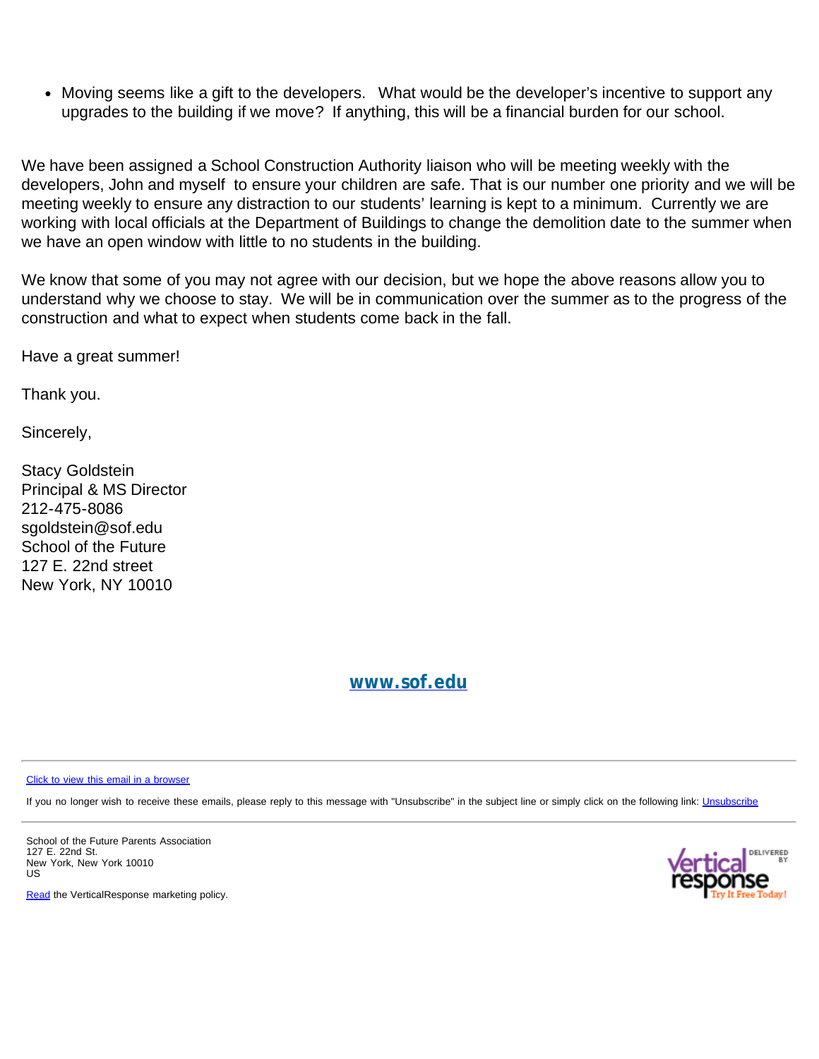- Moving seems like a gift to the developers.  What would be the developer's incentive to support any upgrades to the building if we move?  If anything, this will be a financial burden for our school.

We have been assigned a School Construction Authority liaison who will be meeting weekly with the developers, John and myself  to ensure your children are safe. That is our number one priority and we will be meeting weekly to ensure any distraction to our students' learning is kept to a minimum.  Currently we are working with local officials at the Department of Buildings to change the demolition date to the summer when we have an open window with little to no students in the building.

We know that some of you may not agree with our decision, but we hope the above reasons allow you to understand why we choose to stay.  We will be in communication over the summer as to the progress of the construction and what to expect when students come back in the fall.

Have a great summer!

Thank you.

Sincerely,

Stacy Goldstein
Principal & MS Director
212-475-8086
sgoldstein@sof.edu
School of the Future
127 E. 22nd street
New York, NY 10010

**www.sof.edu**

---

Click to view this email in a browser

If you no longer wish to receive these emails, please reply to this message with "Unsubscribe" in the subject line or simply click on the following link: Unsubscribe

---

School of the Future Parents Association
127 E. 22nd St.
New York, New York 10010
US

Read the VerticalResponse marketing policy.

Vertical response DELIVERED BY Try It Free Today!